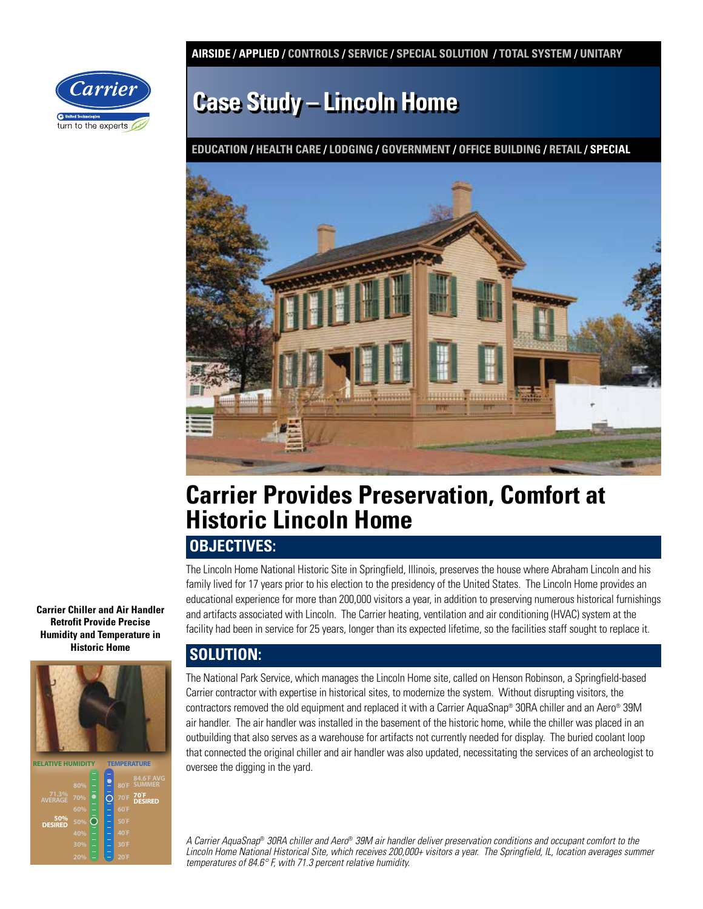AIRSIDE / APPLIED / CONTROLS / SERVICE / SPECIAL SOLUTION / TOTAL SYSTEM / UNITARY

# Case Study – Lincoln Home

EDUCATION / HEALTH CARE / LODGING / GOVERNMENT / OFFICE BUILDING / RETAIL / SPECIAL

# Carrier Provides Preservation, Comfort at Historic Lincoln Home

**Carrier Chiller and Air Handler Retrofit Provide Precise Humidity and Temperature in Historic Home**

## OBJECTIVES:

The Lincoln Home National Historic Site in Springfield, Illinois, preserves the house where Abraham Lincoln and his family lived for 17 years prior to his election to the presidency of the United States. The Lincoln Home provides an educational experience for more than 200,000 visitors a year, in addition to preserving numerous historical furnishings and artifacts associated with Lincoln. The Carrier heating, ventilation and air conditioning (HVAC) system at the facility had been in service for 25 years, longer than its expected lifetime, so the facilities staff sought to replace it.

## SOLUTION:

The National Park Service, which manages the Lincoln Home site, called on Henson Robinson, a Springfield-based Carrier contractor with expertise in historical sites, to modernize the system. Without disrupting visitors, the contractors removed the old equipment and replaced it with a Carrier AquaSnap® 30RA chiller and an Aero® 39M air handler. The air handler was installed in the basement of the historic home, while the chiller was placed in an outbuilding that also serves as a warehouse for artifacts not currently needed for display. The buried coolant loop that connected the original chiller and air handler was also updated, necessitating the services of an archeologist to oversee the digging in the yard.

RELATIVE HUMIDITY: 71.3% AVERAGE; 50% DESIRED
TEMPERATURE: 84.6°F AVG SUMMER; 70°F DESIRED

*A Carrier AquaSnap® 30RA chiller and Aero® 39M air handler deliver preservation conditions and occupant comfort to the Lincoln Home National Historical Site, which receives 200,000+ visitors a year. The Springfield, IL, location averages summer temperatures of 84.6° F, with 71.3 percent relative humidity.*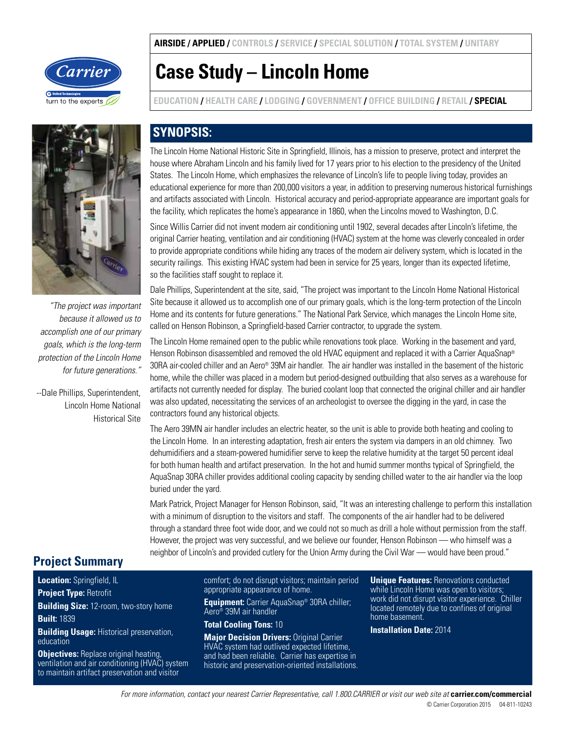**AIRSIDE / APPLIED** / CONTROLS / SERVICE / SPECIAL SOLUTION / TOTAL SYSTEM / UNITARY

# Case Study – Lincoln Home

EDUCATION / HEALTH CARE / LODGING / GOVERNMENT / OFFICE BUILDING / RETAIL / **SPECIAL**

## SYNOPSIS:

The Lincoln Home National Historic Site in Springfield, Illinois, has a mission to preserve, protect and interpret the house where Abraham Lincoln and his family lived for 17 years prior to his election to the presidency of the United States. The Lincoln Home, which emphasizes the relevance of Lincoln's life to people living today, provides an educational experience for more than 200,000 visitors a year, in addition to preserving numerous historical furnishings and artifacts associated with Lincoln. Historical accuracy and period-appropriate appearance are important goals for the facility, which replicates the home's appearance in 1860, when the Lincolns moved to Washington, D.C.

Since Willis Carrier did not invent modern air conditioning until 1902, several decades after Lincoln's lifetime, the original Carrier heating, ventilation and air conditioning (HVAC) system at the home was cleverly concealed in order to provide appropriate conditions while hiding any traces of the modern air delivery system, which is located in the security railings. This existing HVAC system had been in service for 25 years, longer than its expected lifetime, so the facilities staff sought to replace it.

Dale Phillips, Superintendent at the site, said, "The project was important to the Lincoln Home National Historical Site because it allowed us to accomplish one of our primary goals, which is the long-term protection of the Lincoln Home and its contents for future generations." The National Park Service, which manages the Lincoln Home site, called on Henson Robinson, a Springfield-based Carrier contractor, to upgrade the system.

The Lincoln Home remained open to the public while renovations took place. Working in the basement and yard, Henson Robinson disassembled and removed the old HVAC equipment and replaced it with a Carrier AquaSnap® 30RA air-cooled chiller and an Aero® 39M air handler. The air handler was installed in the basement of the historic home, while the chiller was placed in a modern but period-designed outbuilding that also serves as a warehouse for artifacts not currently needed for display. The buried coolant loop that connected the original chiller and air handler was also updated, necessitating the services of an archeologist to oversee the digging in the yard, in case the contractors found any historical objects.

The Aero 39MN air handler includes an electric heater, so the unit is able to provide both heating and cooling to the Lincoln Home. In an interesting adaptation, fresh air enters the system via dampers in an old chimney. Two dehumidifiers and a steam-powered humidifier serve to keep the relative humidity at the target 50 percent ideal for both human health and artifact preservation. In the hot and humid summer months typical of Springfield, the AquaSnap 30RA chiller provides additional cooling capacity by sending chilled water to the air handler via the loop buried under the yard.

Mark Patrick, Project Manager for Henson Robinson, said, "It was an interesting challenge to perform this installation with a minimum of disruption to the visitors and staff. The components of the air handler had to be delivered through a standard three foot wide door, and we could not so much as drill a hole without permission from the staff. However, the project was very successful, and we believe our founder, Henson Robinson — who himself was a neighbor of Lincoln's and provided cutlery for the Union Army during the Civil War — would have been proud."

*"The project was important because it allowed us to accomplish one of our primary goals, which is the long-term protection of the Lincoln Home for future generations."*

--Dale Phillips, Superintendent, Lincoln Home National Historical Site

## Project Summary

**Location:** Springfield, IL

**Project Type:** Retrofit

**Building Size:** 12-room, two-story home

**Built:** 1839

**Building Usage:** Historical preservation, education

**Objectives:** Replace original heating, ventilation and air conditioning (HVAC) system to maintain artifact preservation and visitor comfort; do not disrupt visitors; maintain period appropriate appearance of home.

**Equipment:** Carrier AquaSnap® 30RA chiller; Aero® 39M air handler

**Total Cooling Tons:** 10

**Major Decision Drivers:** Original Carrier HVAC system had outlived expected lifetime, and had been reliable. Carrier has expertise in historic and preservation-oriented installations.

**Unique Features:** Renovations conducted while Lincoln Home was open to visitors; work did not disrupt visitor experience. Chiller located remotely due to confines of original home basement.

**Installation Date:** 2014

*For more information, contact your nearest Carrier Representative, call 1.800.CARRIER or visit our web site at* **carrier.com/commercial**

© Carrier Corporation 2015 04-811-10243